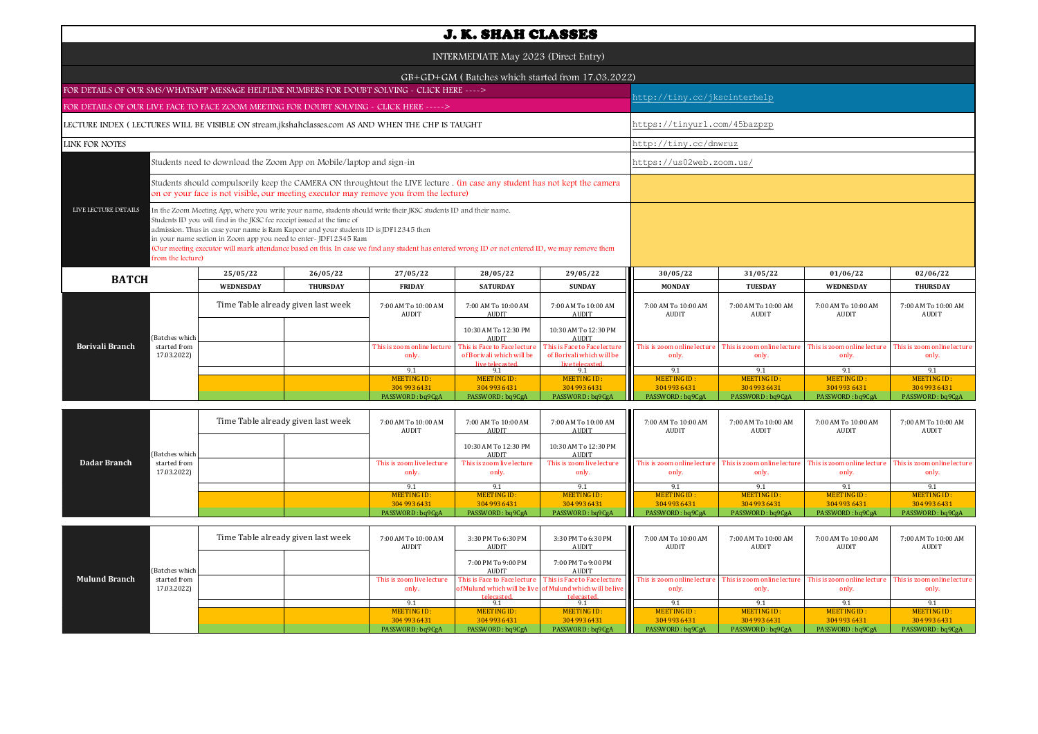# J. K. SHAH CLASSES

INTERMEDIATE May 2023 (Direct Entry)

GB+GD+GM ( Batches which started from 17.03.2022)

| | |
|---|---|
| FOR DETAILS OF OUR SMS/WHATSAPP MESSAGE HELPLINE NUMBERS FOR DOUBT SOLVING - CLICK HERE ----> | http://tiny.cc/jkscinterhelp |
| FOR DETAILS OF OUR LIVE FACE TO FACE ZOOM MEETING FOR DOUBT SOLVING - CLICK HERE -----> | |
| LECTURE INDEX ( LECTURES WILL BE VISIBLE ON stream.jkshahclasses.com AS AND WHEN THE CHP IS TAUGHT | https://tinyurl.com/45bazpzp |
| LINK FOR NOTES | http://tiny.cc/dnwruz |

**LIVE LECTURE DETAILS**

- Students need to download the Zoom App on Mobile/laptop and sign-in — https://us02web.zoom.us/
- Students should compulsorily keep the CAMERA ON throughtout the LIVE lecture . (in case any student has not kept the camera on or your face is not visible, our meeting executor may remove you from the lecture)
- In the Zoom Meeting App, where you write your name, students should write their JKSC students ID and their name. Students ID you will find in the JKSC fee receipt issued at the time of admission. Thus in case your name is Ram Kapoor and your students ID is JDF12345 then in your name section in Zoom app you need to enter- JDF12345 Ram (Our meeting executor will mark attendance based on this. In case we find any student has entered wrong ID or not entered ID, we may remove them from the lecture)

| BATCH | | 25/05/22 WEDNESDAY | 26/05/22 THURSDAY | 27/05/22 FRIDAY | 28/05/22 SATURDAY | 29/05/22 SUNDAY | 30/05/22 MONDAY | 31/05/22 TUESDAY | 01/06/22 WEDNESDAY | 02/06/22 THURSDAY |
|---|---|---|---|---|---|---|---|---|---|---|
| **Borivali Branch** | (Batches which started from 17.03.2022) | Time Table already given last week | | 7:00 AM To 10:00 AM AUDIT | 7:00 AM To 10:00 AM AUDIT | 7:00 AM To 10:00 AM AUDIT | 7:00 AM To 10:00 AM AUDIT | 7:00 AM To 10:00 AM AUDIT | 7:00 AM To 10:00 AM AUDIT | 7:00 AM To 10:00 AM AUDIT |
| | | | | | 10:30 AM To 12:30 PM AUDIT | 10:30 AM To 12:30 PM AUDIT | | | | |
| | | | | This is zoom online lecture only. | This is Face to Face lecture of Borivali which will be live telecasted. | This is Face to Face lecture of Borivali which will be live telecasted. | This is zoom online lecture only. | This is zoom online lecture only. | This is zoom online lecture only. | This is zoom online lecture only. |
| | | | | 9.1 | 9.1 | 9.1 | 9.1 | 9.1 | 9.1 | 9.1 |
| | | | | MEETING ID : 304 993 6431 | MEETING ID : 304 993 6431 | MEETING ID : 304 993 6431 | MEETING ID : 304 993 6431 | MEETING ID : 304 993 6431 | MEETING ID : 304 993 6431 | MEETING ID : 304 993 6431 |
| | | | | PASSWORD : bq9CgA | PASSWORD : bq9CgA | PASSWORD : bq9CgA | PASSWORD : bq9CgA | PASSWORD : bq9CgA | PASSWORD : bq9CgA | PASSWORD : bq9CgA |
| **Dadar Branch** | (Batches which started from 17.03.2022) | Time Table already given last week | | 7:00 AM To 10:00 AM AUDIT | 7:00 AM To 10:00 AM AUDIT | 7:00 AM To 10:00 AM AUDIT | 7:00 AM To 10:00 AM AUDIT | 7:00 AM To 10:00 AM AUDIT | 7:00 AM To 10:00 AM AUDIT | 7:00 AM To 10:00 AM AUDIT |
| | | | | | 10:30 AM To 12:30 PM AUDIT | 10:30 AM To 12:30 PM AUDIT | | | | |
| | | | | This is zoom live lecture only. | This is zoom live lecture only. | This is zoom live lecture only. | This is zoom online lecture only. | This is zoom online lecture only. | This is zoom online lecture only. | This is zoom online lecture only. |
| | | | | 9.1 | 9.1 | 9.1 | 9.1 | 9.1 | 9.1 | 9.1 |
| | | | | MEETING ID : 304 993 6431 | MEETING ID : 304 993 6431 | MEETING ID : 304 993 6431 | MEETING ID : 304 993 6431 | MEETING ID : 304 993 6431 | MEETING ID : 304 993 6431 | MEETING ID : 304 993 6431 |
| | | | | PASSWORD : bq9CgA | PASSWORD : bq9CgA | PASSWORD : bq9CgA | PASSWORD : bq9CgA | PASSWORD : bq9CgA | PASSWORD : bq9CgA | PASSWORD : bq9CgA |
| **Mulund Branch** | (Batches which started from 17.03.2022) | Time Table already given last week | | 7:00 AM To 10:00 AM AUDIT | 3:30 PM To 6:30 PM AUDIT | 3:30 PM To 6:30 PM AUDIT | 7:00 AM To 10:00 AM AUDIT | 7:00 AM To 10:00 AM AUDIT | 7:00 AM To 10:00 AM AUDIT | 7:00 AM To 10:00 AM AUDIT |
| | | | | | 7:00 PM To 9:00 PM AUDIT | 7:00 PM To 9:00 PM AUDIT | | | | |
| | | | | This is zoom live lecture only. | This is Face to Face lecture of Mulund which will be live telecasted. | This is Face to Face lecture of Mulund which will be live telecasted. | This is zoom online lecture only. | This is zoom online lecture only. | This is zoom online lecture only. | This is zoom online lecture only. |
| | | | | 9.1 | 9.1 | 9.1 | 9.1 | 9.1 | 9.1 | 9.1 |
| | | | | MEETING ID : 304 993 6431 | MEETING ID : 304 993 6431 | MEETING ID : 304 993 6431 | MEETING ID : 304 993 6431 | MEETING ID : 304 993 6431 | MEETING ID : 304 993 6431 | MEETING ID : 304 993 6431 |
| | | | | PASSWORD : bq9CgA | PASSWORD : bq9CgA | PASSWORD : bq9CgA | PASSWORD : bq9CgA | PASSWORD : bq9CgA | PASSWORD : bq9CgA | PASSWORD : bq9CgA |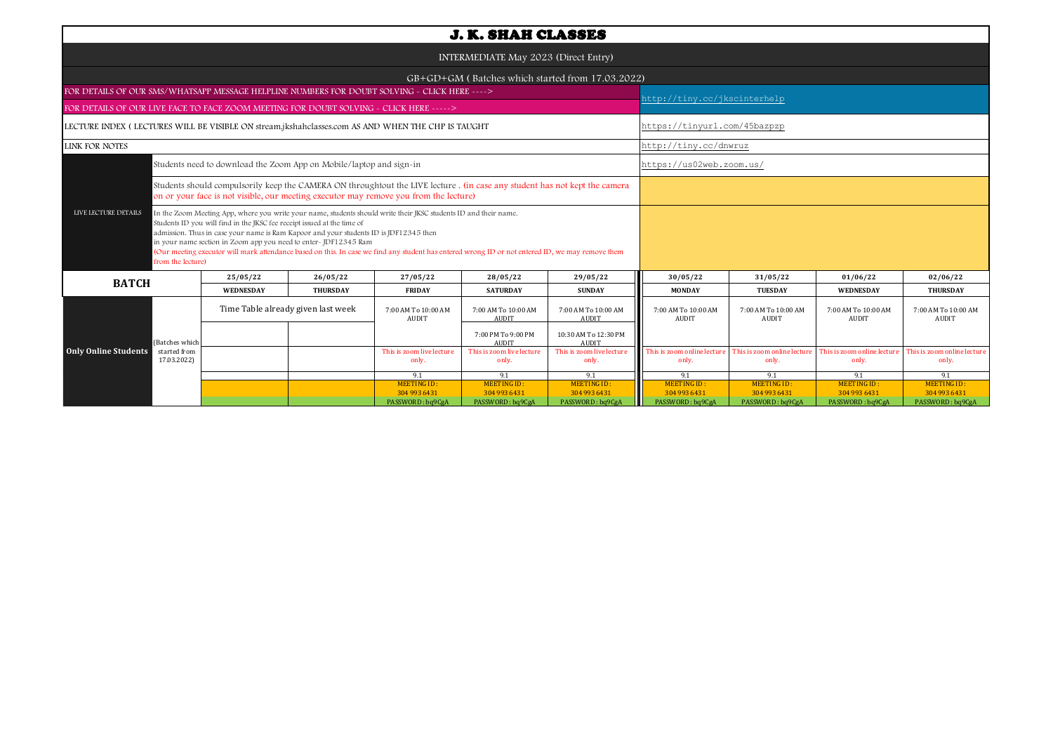# J. K. SHAH CLASSES

## INTERMEDIATE May 2023 (Direct Entry)

### GB+GD+GM ( Batches which started from 17.03.2022)

| | |
|---|---|
| FOR DETAILS OF OUR SMS/WHATSAPP MESSAGE HELPLINE NUMBERS FOR DOUBT SOLVING - CLICK HERE ----> | http://tiny.cc/jkscinterhelp |
| FOR DETAILS OF OUR LIVE FACE TO FACE ZOOM MEETING FOR DOUBT SOLVING - CLICK HERE -----> | |
| LECTURE INDEX ( LECTURES WILL BE VISIBLE ON stream.jkshahclasses.com AS AND WHEN THE CHP IS TAUGHT | https://tinyurl.com/45bazpzp |
| LINK FOR NOTES | http://tiny.cc/dnwruz |

**LIVE LECTURE DETAILS**

- Students need to download the Zoom App on Mobile/laptop and sign-in — https://us02web.zoom.us/
- Students should compulsorily keep the CAMERA ON throughtout the LIVE lecture . (in case any student has not kept the camera on or your face is not visible, our meeting executor may remove you from the lecture)
- In the Zoom Meeting App, where you write your name, students should write their JKSC students ID and their name. Students ID you will find in the JKSC fee receipt issued at the time of admission. Thus in case your name is Ram Kapoor and your students ID is JDF12345 then in your name section in Zoom app you need to enter- JDF12345 Ram (Our meeting executor will mark attendance based on this. In case we find any student has entered wrong ID or not entered ID, we may remove them from the lecture)

| BATCH | | 25/05/22 | 26/05/22 | 27/05/22 | 28/05/22 | 29/05/22 | 30/05/22 | 31/05/22 | 01/06/22 | 02/06/22 |
|---|---|---|---|---|---|---|---|---|---|---|
| | | WEDNESDAY | THURSDAY | FRIDAY | SATURDAY | SUNDAY | MONDAY | TUESDAY | WEDNESDAY | THURSDAY |
| Only Online Students | (Batches which started from 17.03.2022) | Time Table already given last week | | 7:00 AM To 10:00 AM AUDIT | 7:00 AM To 10:00 AM AUDIT | 7:00 AM To 10:00 AM AUDIT | 7:00 AM To 10:00 AM AUDIT | 7:00 AM To 10:00 AM AUDIT | 7:00 AM To 10:00 AM AUDIT | 7:00 AM To 10:00 AM AUDIT |
| | | | | | 7:00 PM To 9:00 PM AUDIT | 10:30 AM To 12:30 PM AUDIT | | | | |
| | | | | This is zoom live lecture only. | This is zoom live lecture only. | This is zoom live lecture only. | This is zoom online lecture only. | This is zoom online lecture only. | This is zoom online lecture only. | This is zoom online lecture only. |
| | | | | 9.1 | 9.1 | 9.1 | 9.1 | 9.1 | 9.1 | 9.1 |
| | | | | MEETING ID : 304 993 6431 | MEETING ID : 304 993 6431 | MEETING ID : 304 993 6431 | MEETING ID : 304 993 6431 | MEETING ID : 304 993 6431 | MEETING ID : 304 993 6431 | MEETING ID : 304 993 6431 |
| | | | | PASSWORD : bq9CgA | PASSWORD : bq9CgA | PASSWORD : bq9CgA | PASSWORD : bq9CgA | PASSWORD : bq9CgA | PASSWORD : bq9CgA | PASSWORD : bq9CgA |